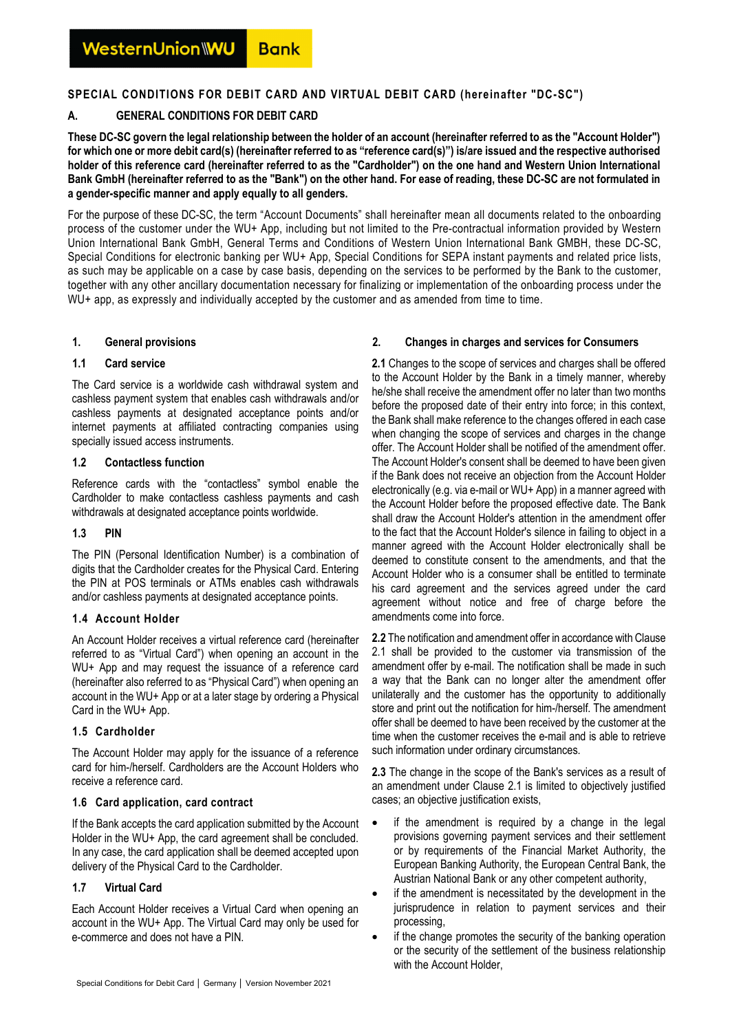# SPECIAL CONDITIONS FOR DEBIT CARD AND VIRTUAL DEBIT CARD (hereinafter "DC-SC")

## A. GENERAL CONDITIONS FOR DEBIT CARD

**These DC-SC govern the legal relationship between the holder of an account (hereinafter referred to as the "Account Holder") for which one or more debit card(s) (hereinafter referred to as "reference card(s)") is/are issued and the respective authorised holder of this reference card (hereinafter referred to as the "Cardholder") on the one hand and Western Union International Bank GmbH (hereinafter referred to as the "Bank") on the other hand. For ease of reading, these DC-SC are not formulated in a gender-specific manner and apply equally to all genders.**

For the purpose of these DC-SC, the term "Account Documents" shall hereinafter mean all documents related to the onboarding process of the customer under the WU+ App, including but not limited to the Pre-contractual information provided by Western Union International Bank GmbH, General Terms and Conditions of Western Union International Bank GMBH, these DC-SC, Special Conditions for electronic banking per WU+ App, Special Conditions for SEPA instant payments and related price lists, as such may be applicable on a case by case basis, depending on the services to be performed by the Bank to the customer, together with any other ancillary documentation necessary for finalizing or implementation of the onboarding process under the WU+ app, as expressly and individually accepted by the customer and as amended from time to time.

### 1. General provisions

#### 1.1 Card service

The Card service is a worldwide cash withdrawal system and cashless payment system that enables cash withdrawals and/or cashless payments at designated acceptance points and/or internet payments at affiliated contracting companies using specially issued access instruments.

#### 1.2 Contactless function

Reference cards with the "contactless" symbol enable the Cardholder to make contactless cashless payments and cash withdrawals at designated acceptance points worldwide.

#### 1.3 PIN

The PIN (Personal Identification Number) is a combination of digits that the Cardholder creates for the Physical Card. Entering the PIN at POS terminals or ATMs enables cash withdrawals and/or cashless payments at designated acceptance points.

#### 1.4 Account Holder

An Account Holder receives a virtual reference card (hereinafter referred to as "Virtual Card") when opening an account in the WU+ App and may request the issuance of a reference card (hereinafter also referred to as "Physical Card") when opening an account in the WU+ App or at a later stage by ordering a Physical Card in the WU+ App.

#### 1.5 Cardholder

The Account Holder may apply for the issuance of a reference card for him-/herself. Cardholders are the Account Holders who receive a reference card.

#### 1.6 Card application, card contract

If the Bank accepts the card application submitted by the Account Holder in the WU+ App, the card agreement shall be concluded. In any case, the card application shall be deemed accepted upon delivery of the Physical Card to the Cardholder.

#### 1.7 Virtual Card

Each Account Holder receives a Virtual Card when opening an account in the WU+ App. The Virtual Card may only be used for e-commerce and does not have a PIN.

### 2. Changes in charges and services for Consumers

**2.1** Changes to the scope of services and charges shall be offered to the Account Holder by the Bank in a timely manner, whereby he/she shall receive the amendment offer no later than two months before the proposed date of their entry into force; in this context, the Bank shall make reference to the changes offered in each case when changing the scope of services and charges in the change offer. The Account Holder shall be notified of the amendment offer. The Account Holder's consent shall be deemed to have been given if the Bank does not receive an objection from the Account Holder electronically (e.g. via e-mail or WU+ App) in a manner agreed with the Account Holder before the proposed effective date. The Bank shall draw the Account Holder's attention in the amendment offer to the fact that the Account Holder's silence in failing to object in a manner agreed with the Account Holder electronically shall be deemed to constitute consent to the amendments, and that the Account Holder who is a consumer shall be entitled to terminate his card agreement and the services agreed under the card agreement without notice and free of charge before the amendments come into force.

**2.2** The notification and amendment offer in accordance with Clause 2.1 shall be provided to the customer via transmission of the amendment offer by e-mail. The notification shall be made in such a way that the Bank can no longer alter the amendment offer unilaterally and the customer has the opportunity to additionally store and print out the notification for him-/herself. The amendment offer shall be deemed to have been received by the customer at the time when the customer receives the e-mail and is able to retrieve such information under ordinary circumstances.

**2.3** The change in the scope of the Bank's services as a result of an amendment under Clause 2.1 is limited to objectively justified cases; an objective justification exists,

- if the amendment is required by a change in the legal provisions governing payment services and their settlement or by requirements of the Financial Market Authority, the European Banking Authority, the European Central Bank, the Austrian National Bank or any other competent authority,
- if the amendment is necessitated by the development in the jurisprudence in relation to payment services and their processing,
- if the change promotes the security of the banking operation or the security of the settlement of the business relationship with the Account Holder,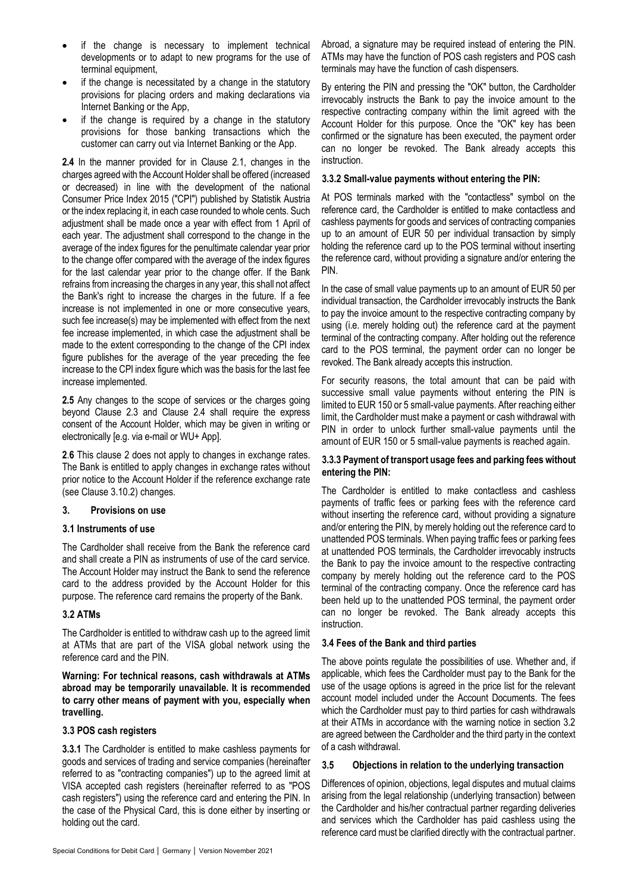- if the change is necessary to implement technical developments or to adapt to new programs for the use of terminal equipment,
- if the change is necessitated by a change in the statutory provisions for placing orders and making declarations via Internet Banking or the App,
- if the change is required by a change in the statutory provisions for those banking transactions which the customer can carry out via Internet Banking or the App.

**2.4** In the manner provided for in Clause 2.1, changes in the charges agreed with the Account Holder shall be offered (increased or decreased) in line with the development of the national Consumer Price Index 2015 ("CPI") published by Statistik Austria or the index replacing it, in each case rounded to whole cents. Such adjustment shall be made once a year with effect from 1 April of each year. The adjustment shall correspond to the change in the average of the index figures for the penultimate calendar year prior to the change offer compared with the average of the index figures for the last calendar year prior to the change offer. If the Bank refrains from increasing the charges in any year, this shall not affect the Bank's right to increase the charges in the future. If a fee increase is not implemented in one or more consecutive years, such fee increase(s) may be implemented with effect from the next fee increase implemented, in which case the adjustment shall be made to the extent corresponding to the change of the CPI index figure publishes for the average of the year preceding the fee increase to the CPI index figure which was the basis for the last fee increase implemented.

**2.5** Any changes to the scope of services or the charges going beyond Clause 2.3 and Clause 2.4 shall require the express consent of the Account Holder, which may be given in writing or electronically [e.g. via e-mail or WU+ App].

**2.6** This clause 2 does not apply to changes in exchange rates. The Bank is entitled to apply changes in exchange rates without prior notice to the Account Holder if the reference exchange rate (see Clause 3.10.2) changes.

## 3. Provisions on use

### 3.1 Instruments of use

The Cardholder shall receive from the Bank the reference card and shall create a PIN as instruments of use of the card service. The Account Holder may instruct the Bank to send the reference card to the address provided by the Account Holder for this purpose. The reference card remains the property of the Bank.

### 3.2 ATMs

The Cardholder is entitled to withdraw cash up to the agreed limit at ATMs that are part of the VISA global network using the reference card and the PIN.

**Warning: For technical reasons, cash withdrawals at ATMs abroad may be temporarily unavailable. It is recommended to carry other means of payment with you, especially when travelling.**

### 3.3 POS cash registers

**3.3.1** The Cardholder is entitled to make cashless payments for goods and services of trading and service companies (hereinafter referred to as "contracting companies") up to the agreed limit at VISA accepted cash registers (hereinafter referred to as "POS cash registers") using the reference card and entering the PIN. In the case of the Physical Card, this is done either by inserting or holding out the card.

Abroad, a signature may be required instead of entering the PIN. ATMs may have the function of POS cash registers and POS cash terminals may have the function of cash dispensers.

By entering the PIN and pressing the "OK" button, the Cardholder irrevocably instructs the Bank to pay the invoice amount to the respective contracting company within the limit agreed with the Account Holder for this purpose. Once the "OK" key has been confirmed or the signature has been executed, the payment order can no longer be revoked. The Bank already accepts this instruction.

**3.3.2 Small-value payments without entering the PIN:**

At POS terminals marked with the "contactless" symbol on the reference card, the Cardholder is entitled to make contactless and cashless payments for goods and services of contracting companies up to an amount of EUR 50 per individual transaction by simply holding the reference card up to the POS terminal without inserting the reference card, without providing a signature and/or entering the PIN.

In the case of small value payments up to an amount of EUR 50 per individual transaction, the Cardholder irrevocably instructs the Bank to pay the invoice amount to the respective contracting company by using (i.e. merely holding out) the reference card at the payment terminal of the contracting company. After holding out the reference card to the POS terminal, the payment order can no longer be revoked. The Bank already accepts this instruction.

For security reasons, the total amount that can be paid with successive small value payments without entering the PIN is limited to EUR 150 or 5 small-value payments. After reaching either limit, the Cardholder must make a payment or cash withdrawal with PIN in order to unlock further small-value payments until the amount of EUR 150 or 5 small-value payments is reached again.

**3.3.3 Payment of transport usage fees and parking fees without entering the PIN:**

The Cardholder is entitled to make contactless and cashless payments of traffic fees or parking fees with the reference card without inserting the reference card, without providing a signature and/or entering the PIN, by merely holding out the reference card to unattended POS terminals. When paying traffic fees or parking fees at unattended POS terminals, the Cardholder irrevocably instructs the Bank to pay the invoice amount to the respective contracting company by merely holding out the reference card to the POS terminal of the contracting company. Once the reference card has been held up to the unattended POS terminal, the payment order can no longer be revoked. The Bank already accepts this instruction.

### 3.4 Fees of the Bank and third parties

The above points regulate the possibilities of use. Whether and, if applicable, which fees the Cardholder must pay to the Bank for the use of the usage options is agreed in the price list for the relevant account model included under the Account Documents. The fees which the Cardholder must pay to third parties for cash withdrawals at their ATMs in accordance with the warning notice in section 3.2 are agreed between the Cardholder and the third party in the context of a cash withdrawal.

### 3.5 Objections in relation to the underlying transaction

Differences of opinion, objections, legal disputes and mutual claims arising from the legal relationship (underlying transaction) between the Cardholder and his/her contractual partner regarding deliveries and services which the Cardholder has paid cashless using the reference card must be clarified directly with the contractual partner.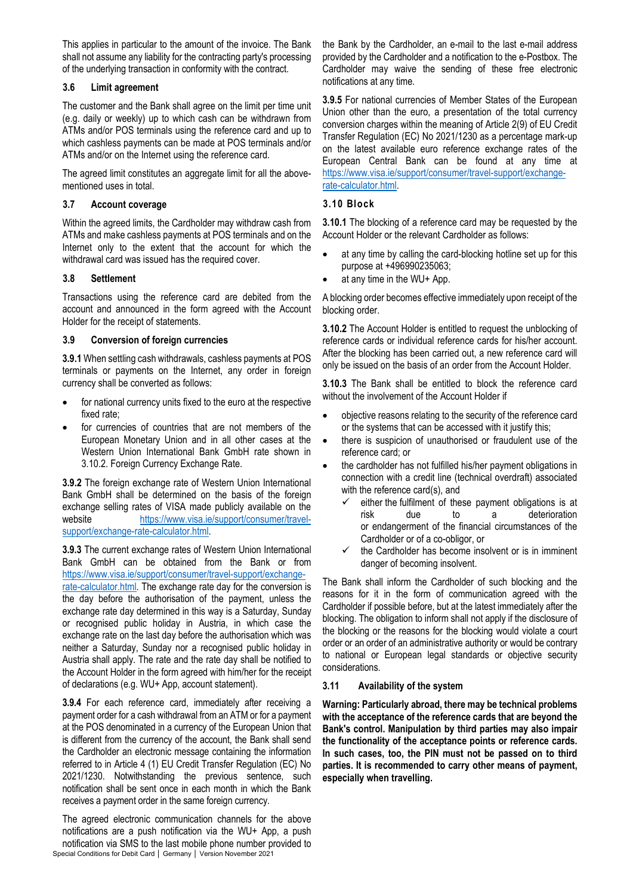This applies in particular to the amount of the invoice. The Bank shall not assume any liability for the contracting party's processing of the underlying transaction in conformity with the contract.

### 3.6 Limit agreement

The customer and the Bank shall agree on the limit per time unit (e.g. daily or weekly) up to which cash can be withdrawn from ATMs and/or POS terminals using the reference card and up to which cashless payments can be made at POS terminals and/or ATMs and/or on the Internet using the reference card.

The agreed limit constitutes an aggregate limit for all the above-mentioned uses in total.

### 3.7 Account coverage

Within the agreed limits, the Cardholder may withdraw cash from ATMs and make cashless payments at POS terminals and on the Internet only to the extent that the account for which the withdrawal card was issued has the required cover.

### 3.8 Settlement

Transactions using the reference card are debited from the account and announced in the form agreed with the Account Holder for the receipt of statements.

### 3.9 Conversion of foreign currencies

**3.9.1** When settling cash withdrawals, cashless payments at POS terminals or payments on the Internet, any order in foreign currency shall be converted as follows:

- for national currency units fixed to the euro at the respective fixed rate;
- for currencies of countries that are not members of the European Monetary Union and in all other cases at the Western Union International Bank GmbH rate shown in 3.10.2. Foreign Currency Exchange Rate.

**3.9.2** The foreign exchange rate of Western Union International Bank GmbH shall be determined on the basis of the foreign exchange selling rates of VISA made publicly available on the website https://www.visa.ie/support/consumer/travel-support/exchange-rate-calculator.html.

**3.9.3** The current exchange rates of Western Union International Bank GmbH can be obtained from the Bank or from https://www.visa.ie/support/consumer/travel-support/exchange-rate-calculator.html. The exchange rate day for the conversion is the day before the authorisation of the payment, unless the exchange rate day determined in this way is a Saturday, Sunday or recognised public holiday in Austria, in which case the exchange rate on the last day before the authorisation which was neither a Saturday, Sunday nor a recognised public holiday in Austria shall apply. The rate and the rate day shall be notified to the Account Holder in the form agreed with him/her for the receipt of declarations (e.g. WU+ App, account statement).

**3.9.4** For each reference card, immediately after receiving a payment order for a cash withdrawal from an ATM or for a payment at the POS denominated in a currency of the European Union that is different from the currency of the account, the Bank shall send the Cardholder an electronic message containing the information referred to in Article 4 (1) EU Credit Transfer Regulation (EC) No 2021/1230. Notwithstanding the previous sentence, such notification shall be sent once in each month in which the Bank receives a payment order in the same foreign currency.

The agreed electronic communication channels for the above notifications are a push notification via the WU+ App, a push notification via SMS to the last mobile phone number provided to the Bank by the Cardholder, an e-mail to the last e-mail address provided by the Cardholder and a notification to the e-Postbox. The Cardholder may waive the sending of these free electronic notifications at any time.

**3.9.5** For national currencies of Member States of the European Union other than the euro, a presentation of the total currency conversion charges within the meaning of Article 2(9) of EU Credit Transfer Regulation (EC) No 2021/1230 as a percentage mark-up on the latest available euro reference exchange rates of the European Central Bank can be found at any time at https://www.visa.ie/support/consumer/travel-support/exchange-rate-calculator.html.

### 3.10 Block

**3.10.1** The blocking of a reference card may be requested by the Account Holder or the relevant Cardholder as follows:

- at any time by calling the card-blocking hotline set up for this purpose at +496990235063;
- at any time in the WU+ App.

A blocking order becomes effective immediately upon receipt of the blocking order.

**3.10.2** The Account Holder is entitled to request the unblocking of reference cards or individual reference cards for his/her account. After the blocking has been carried out, a new reference card will only be issued on the basis of an order from the Account Holder.

**3.10.3** The Bank shall be entitled to block the reference card without the involvement of the Account Holder if

- objective reasons relating to the security of the reference card or the systems that can be accessed with it justify this;
- there is suspicion of unauthorised or fraudulent use of the reference card; or
- the cardholder has not fulfilled his/her payment obligations in connection with a credit line (technical overdraft) associated with the reference card(s), and
  - ✓ either the fulfilment of these payment obligations is at risk due to a deterioration or endangerment of the financial circumstances of the Cardholder or of a co-obligor, or
  - ✓ the Cardholder has become insolvent or is in imminent danger of becoming insolvent.

The Bank shall inform the Cardholder of such blocking and the reasons for it in the form of communication agreed with the Cardholder if possible before, but at the latest immediately after the blocking. The obligation to inform shall not apply if the disclosure of the blocking or the reasons for the blocking would violate a court order or an order of an administrative authority or would be contrary to national or European legal standards or objective security considerations.

### 3.11 Availability of the system

**Warning: Particularly abroad, there may be technical problems with the acceptance of the reference cards that are beyond the Bank's control. Manipulation by third parties may also impair the functionality of the acceptance points or reference cards. In such cases, too, the PIN must not be passed on to third parties. It is recommended to carry other means of payment, especially when travelling.**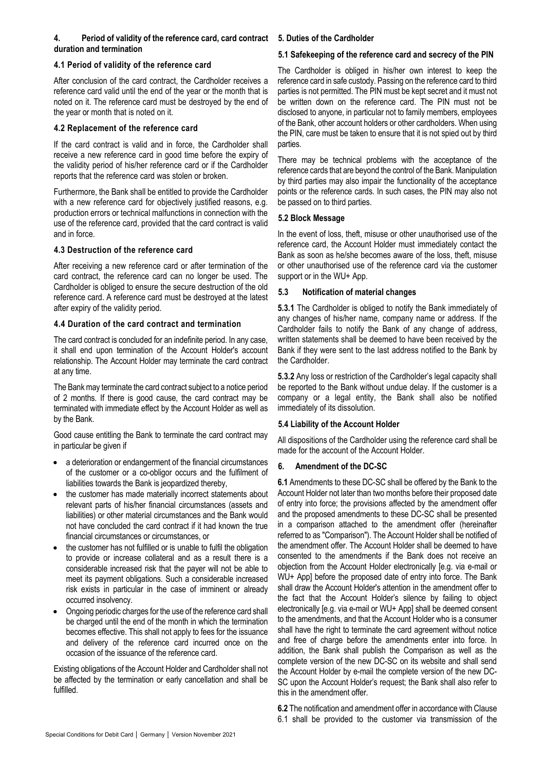## 4. Period of validity of the reference card, card contract duration and termination

### 4.1 Period of validity of the reference card

After conclusion of the card contract, the Cardholder receives a reference card valid until the end of the year or the month that is noted on it. The reference card must be destroyed by the end of the year or month that is noted on it.

### 4.2 Replacement of the reference card

If the card contract is valid and in force, the Cardholder shall receive a new reference card in good time before the expiry of the validity period of his/her reference card or if the Cardholder reports that the reference card was stolen or broken.

Furthermore, the Bank shall be entitled to provide the Cardholder with a new reference card for objectively justified reasons, e.g. production errors or technical malfunctions in connection with the use of the reference card, provided that the card contract is valid and in force.

### 4.3 Destruction of the reference card

After receiving a new reference card or after termination of the card contract, the reference card can no longer be used. The Cardholder is obliged to ensure the secure destruction of the old reference card. A reference card must be destroyed at the latest after expiry of the validity period.

### 4.4 Duration of the card contract and termination

The card contract is concluded for an indefinite period. In any case, it shall end upon termination of the Account Holder's account relationship. The Account Holder may terminate the card contract at any time.

The Bank may terminate the card contract subject to a notice period of 2 months. If there is good cause, the card contract may be terminated with immediate effect by the Account Holder as well as by the Bank.

Good cause entitling the Bank to terminate the card contract may in particular be given if

- a deterioration or endangerment of the financial circumstances of the customer or a co-obligor occurs and the fulfilment of liabilities towards the Bank is jeopardized thereby,
- the customer has made materially incorrect statements about relevant parts of his/her financial circumstances (assets and liabilities) or other material circumstances and the Bank would not have concluded the card contract if it had known the true financial circumstances or circumstances, or
- the customer has not fulfilled or is unable to fulfil the obligation to provide or increase collateral and as a result there is a considerable increased risk that the payer will not be able to meet its payment obligations. Such a considerable increased risk exists in particular in the case of imminent or already occurred insolvency.
- Ongoing periodic charges for the use of the reference card shall be charged until the end of the month in which the termination becomes effective. This shall not apply to fees for the issuance and delivery of the reference card incurred once on the occasion of the issuance of the reference card.

Existing obligations of the Account Holder and Cardholder shall not be affected by the termination or early cancellation and shall be fulfilled.

## 5. Duties of the Cardholder

### 5.1 Safekeeping of the reference card and secrecy of the PIN

The Cardholder is obliged in his/her own interest to keep the reference card in safe custody. Passing on the reference card to third parties is not permitted. The PIN must be kept secret and it must not be written down on the reference card. The PIN must not be disclosed to anyone, in particular not to family members, employees of the Bank, other account holders or other cardholders. When using the PIN, care must be taken to ensure that it is not spied out by third parties.

There may be technical problems with the acceptance of the reference cards that are beyond the control of the Bank. Manipulation by third parties may also impair the functionality of the acceptance points or the reference cards. In such cases, the PIN may also not be passed on to third parties.

### 5.2 Block Message

In the event of loss, theft, misuse or other unauthorised use of the reference card, the Account Holder must immediately contact the Bank as soon as he/she becomes aware of the loss, theft, misuse or other unauthorised use of the reference card via the customer support or in the WU+ App.

### 5.3 Notification of material changes

**5.3.1** The Cardholder is obliged to notify the Bank immediately of any changes of his/her name, company name or address. If the Cardholder fails to notify the Bank of any change of address, written statements shall be deemed to have been received by the Bank if they were sent to the last address notified to the Bank by the Cardholder.

**5.3.2** Any loss or restriction of the Cardholder's legal capacity shall be reported to the Bank without undue delay. If the customer is a company or a legal entity, the Bank shall also be notified immediately of its dissolution.

### 5.4 Liability of the Account Holder

All dispositions of the Cardholder using the reference card shall be made for the account of the Account Holder.

## 6. Amendment of the DC-SC

**6.1** Amendments to these DC-SC shall be offered by the Bank to the Account Holder not later than two months before their proposed date of entry into force; the provisions affected by the amendment offer and the proposed amendments to these DC-SC shall be presented in a comparison attached to the amendment offer (hereinafter referred to as "Comparison"). The Account Holder shall be notified of the amendment offer. The Account Holder shall be deemed to have consented to the amendments if the Bank does not receive an objection from the Account Holder electronically [e.g. via e-mail or WU+ App] before the proposed date of entry into force. The Bank shall draw the Account Holder's attention in the amendment offer to the fact that the Account Holder's silence by failing to object electronically [e.g. via e-mail or WU+ App] shall be deemed consent to the amendments, and that the Account Holder who is a consumer shall have the right to terminate the card agreement without notice and free of charge before the amendments enter into force. In addition, the Bank shall publish the Comparison as well as the complete version of the new DC-SC on its website and shall send the Account Holder by e-mail the complete version of the new DC-SC upon the Account Holder's request; the Bank shall also refer to this in the amendment offer.

**6.2** The notification and amendment offer in accordance with Clause 6.1 shall be provided to the customer via transmission of the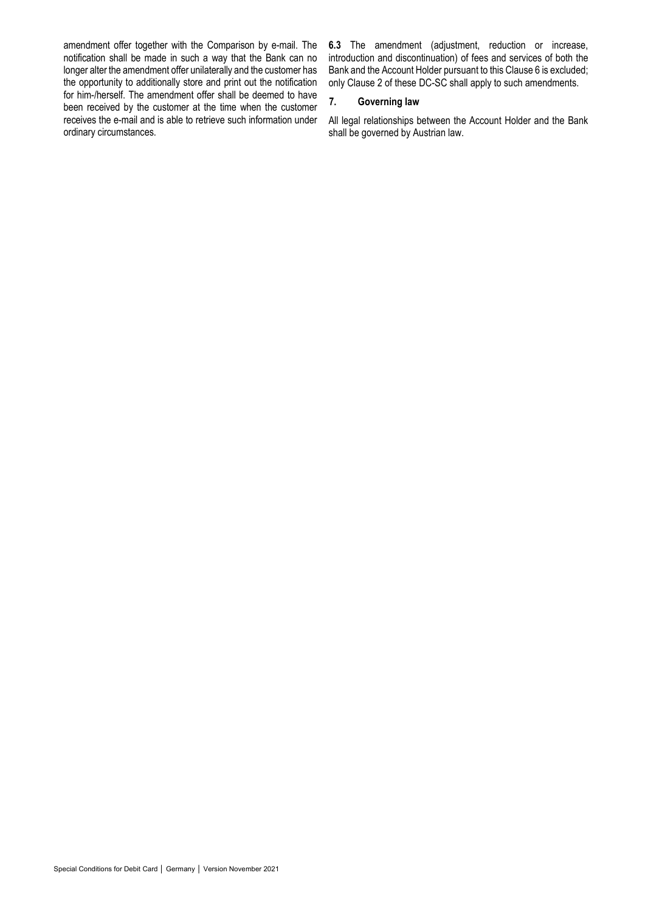amendment offer together with the Comparison by e-mail. The notification shall be made in such a way that the Bank can no longer alter the amendment offer unilaterally and the customer has the opportunity to additionally store and print out the notification for him-/herself. The amendment offer shall be deemed to have been received by the customer at the time when the customer receives the e-mail and is able to retrieve such information under ordinary circumstances.

**6.3** The amendment (adjustment, reduction or increase, introduction and discontinuation) of fees and services of both the Bank and the Account Holder pursuant to this Clause 6 is excluded; only Clause 2 of these DC-SC shall apply to such amendments.

## 7. Governing law

All legal relationships between the Account Holder and the Bank shall be governed by Austrian law.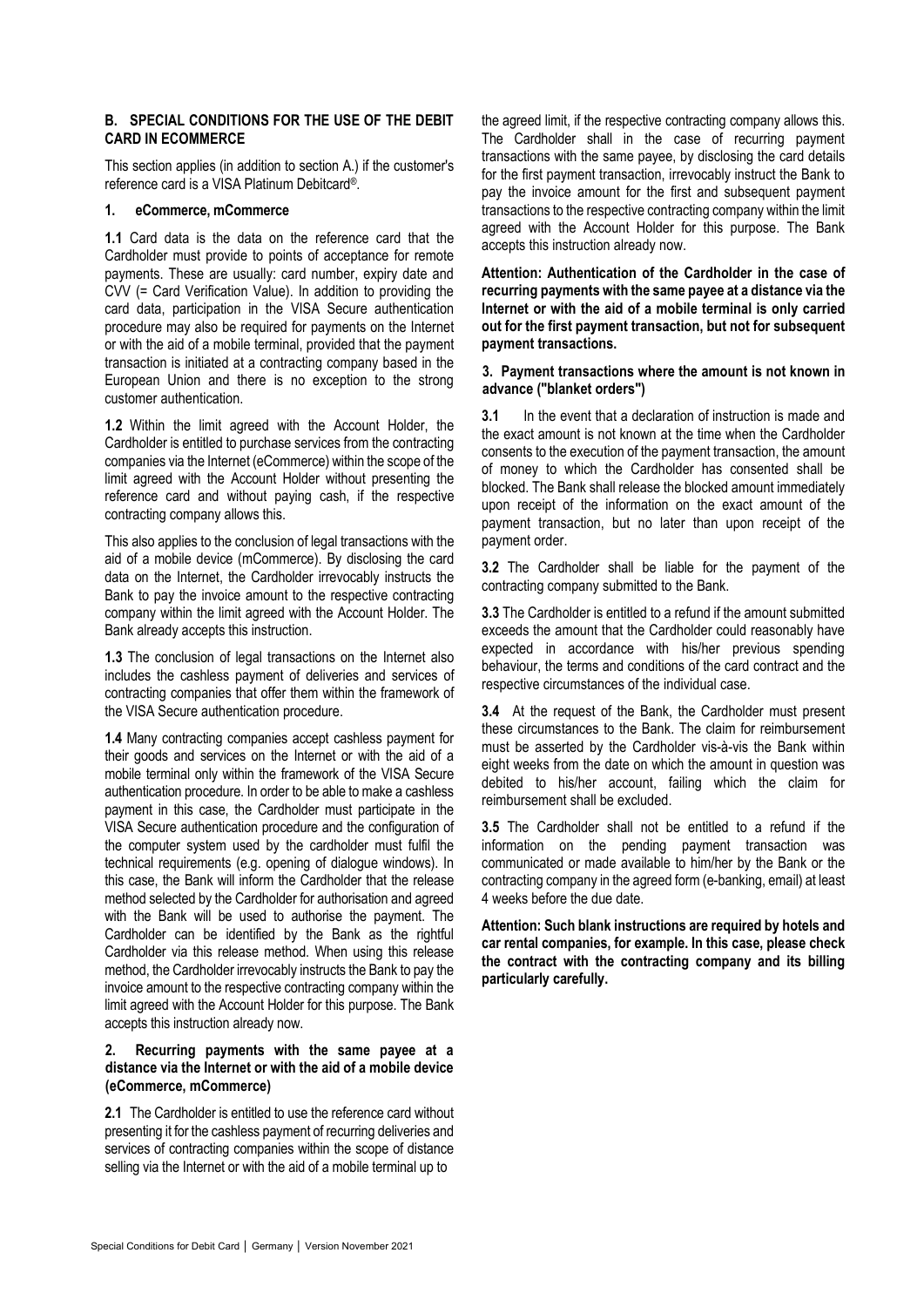## B. SPECIAL CONDITIONS FOR THE USE OF THE DEBIT CARD IN ECOMMERCE

This section applies (in addition to section A.) if the customer's reference card is a VISA Platinum Debitcard®.

### 1. eCommerce, mCommerce

**1.1** Card data is the data on the reference card that the Cardholder must provide to points of acceptance for remote payments. These are usually: card number, expiry date and CVV (= Card Verification Value). In addition to providing the card data, participation in the VISA Secure authentication procedure may also be required for payments on the Internet or with the aid of a mobile terminal, provided that the payment transaction is initiated at a contracting company based in the European Union and there is no exception to the strong customer authentication.

**1.2** Within the limit agreed with the Account Holder, the Cardholder is entitled to purchase services from the contracting companies via the Internet (eCommerce) within the scope of the limit agreed with the Account Holder without presenting the reference card and without paying cash, if the respective contracting company allows this.

This also applies to the conclusion of legal transactions with the aid of a mobile device (mCommerce). By disclosing the card data on the Internet, the Cardholder irrevocably instructs the Bank to pay the invoice amount to the respective contracting company within the limit agreed with the Account Holder. The Bank already accepts this instruction.

**1.3** The conclusion of legal transactions on the Internet also includes the cashless payment of deliveries and services of contracting companies that offer them within the framework of the VISA Secure authentication procedure.

**1.4** Many contracting companies accept cashless payment for their goods and services on the Internet or with the aid of a mobile terminal only within the framework of the VISA Secure authentication procedure. In order to be able to make a cashless payment in this case, the Cardholder must participate in the VISA Secure authentication procedure and the configuration of the computer system used by the cardholder must fulfil the technical requirements (e.g. opening of dialogue windows). In this case, the Bank will inform the Cardholder that the release method selected by the Cardholder for authorisation and agreed with the Bank will be used to authorise the payment. The Cardholder can be identified by the Bank as the rightful Cardholder via this release method. When using this release method, the Cardholder irrevocably instructs the Bank to pay the invoice amount to the respective contracting company within the limit agreed with the Account Holder for this purpose. The Bank accepts this instruction already now.

### 2. Recurring payments with the same payee at a distance via the Internet or with the aid of a mobile device (eCommerce, mCommerce)

**2.1** The Cardholder is entitled to use the reference card without presenting it for the cashless payment of recurring deliveries and services of contracting companies within the scope of distance selling via the Internet or with the aid of a mobile terminal up to the agreed limit, if the respective contracting company allows this. The Cardholder shall in the case of recurring payment transactions with the same payee, by disclosing the card details for the first payment transaction, irrevocably instruct the Bank to pay the invoice amount for the first and subsequent payment transactions to the respective contracting company within the limit agreed with the Account Holder for this purpose. The Bank accepts this instruction already now.

**Attention: Authentication of the Cardholder in the case of recurring payments with the same payee at a distance via the Internet or with the aid of a mobile terminal is only carried out for the first payment transaction, but not for subsequent payment transactions.**

### 3. Payment transactions where the amount is not known in advance ("blanket orders")

**3.1** In the event that a declaration of instruction is made and the exact amount is not known at the time when the Cardholder consents to the execution of the payment transaction, the amount of money to which the Cardholder has consented shall be blocked. The Bank shall release the blocked amount immediately upon receipt of the information on the exact amount of the payment transaction, but no later than upon receipt of the payment order.

**3.2** The Cardholder shall be liable for the payment of the contracting company submitted to the Bank.

**3.3** The Cardholder is entitled to a refund if the amount submitted exceeds the amount that the Cardholder could reasonably have expected in accordance with his/her previous spending behaviour, the terms and conditions of the card contract and the respective circumstances of the individual case.

**3.4** At the request of the Bank, the Cardholder must present these circumstances to the Bank. The claim for reimbursement must be asserted by the Cardholder vis-à-vis the Bank within eight weeks from the date on which the amount in question was debited to his/her account, failing which the claim for reimbursement shall be excluded.

**3.5** The Cardholder shall not be entitled to a refund if the information on the pending payment transaction was communicated or made available to him/her by the Bank or the contracting company in the agreed form (e-banking, email) at least 4 weeks before the due date.

**Attention: Such blank instructions are required by hotels and car rental companies, for example. In this case, please check the contract with the contracting company and its billing particularly carefully.**